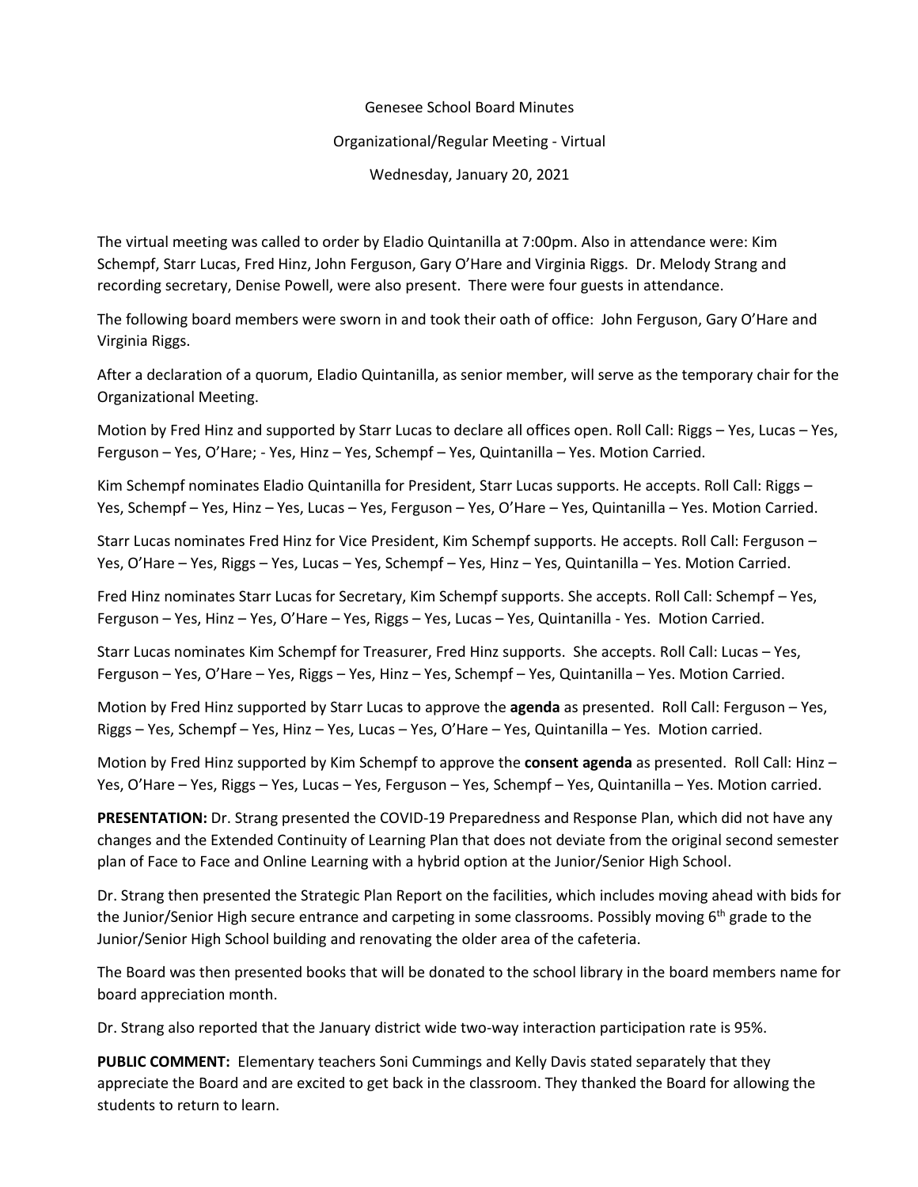Genesee School Board Minutes

Organizational/Regular Meeting - Virtual

Wednesday, January 20, 2021

The virtual meeting was called to order by Eladio Quintanilla at 7:00pm. Also in attendance were: Kim Schempf, Starr Lucas, Fred Hinz, John Ferguson, Gary O'Hare and Virginia Riggs. Dr. Melody Strang and recording secretary, Denise Powell, were also present. There were four guests in attendance.

The following board members were sworn in and took their oath of office: John Ferguson, Gary O'Hare and Virginia Riggs.

After a declaration of a quorum, Eladio Quintanilla, as senior member, will serve as the temporary chair for the Organizational Meeting.

Motion by Fred Hinz and supported by Starr Lucas to declare all offices open. Roll Call: Riggs – Yes, Lucas – Yes, Ferguson – Yes, O'Hare; - Yes, Hinz – Yes, Schempf – Yes, Quintanilla – Yes. Motion Carried.

Kim Schempf nominates Eladio Quintanilla for President, Starr Lucas supports. He accepts. Roll Call: Riggs – Yes, Schempf – Yes, Hinz – Yes, Lucas – Yes, Ferguson – Yes, O'Hare – Yes, Quintanilla – Yes. Motion Carried.

Starr Lucas nominates Fred Hinz for Vice President, Kim Schempf supports. He accepts. Roll Call: Ferguson – Yes, O'Hare – Yes, Riggs – Yes, Lucas – Yes, Schempf – Yes, Hinz – Yes, Quintanilla – Yes. Motion Carried.

Fred Hinz nominates Starr Lucas for Secretary, Kim Schempf supports. She accepts. Roll Call: Schempf – Yes, Ferguson – Yes, Hinz – Yes, O'Hare – Yes, Riggs – Yes, Lucas – Yes, Quintanilla - Yes. Motion Carried.

Starr Lucas nominates Kim Schempf for Treasurer, Fred Hinz supports. She accepts. Roll Call: Lucas – Yes, Ferguson – Yes, O'Hare – Yes, Riggs – Yes, Hinz – Yes, Schempf – Yes, Quintanilla – Yes. Motion Carried.

Motion by Fred Hinz supported by Starr Lucas to approve the **agenda** as presented. Roll Call: Ferguson – Yes, Riggs – Yes, Schempf – Yes, Hinz – Yes, Lucas – Yes, O'Hare – Yes, Quintanilla – Yes. Motion carried.

Motion by Fred Hinz supported by Kim Schempf to approve the **consent agenda** as presented. Roll Call: Hinz – Yes, O'Hare – Yes, Riggs – Yes, Lucas – Yes, Ferguson – Yes, Schempf – Yes, Quintanilla – Yes. Motion carried.

**PRESENTATION:** Dr. Strang presented the COVID-19 Preparedness and Response Plan, which did not have any changes and the Extended Continuity of Learning Plan that does not deviate from the original second semester plan of Face to Face and Online Learning with a hybrid option at the Junior/Senior High School.

Dr. Strang then presented the Strategic Plan Report on the facilities, which includes moving ahead with bids for the Junior/Senior High secure entrance and carpeting in some classrooms. Possibly moving 6th grade to the Junior/Senior High School building and renovating the older area of the cafeteria.

The Board was then presented books that will be donated to the school library in the board members name for board appreciation month.

Dr. Strang also reported that the January district wide two-way interaction participation rate is 95%.

**PUBLIC COMMENT:** Elementary teachers Soni Cummings and Kelly Davis stated separately that they appreciate the Board and are excited to get back in the classroom. They thanked the Board for allowing the students to return to learn.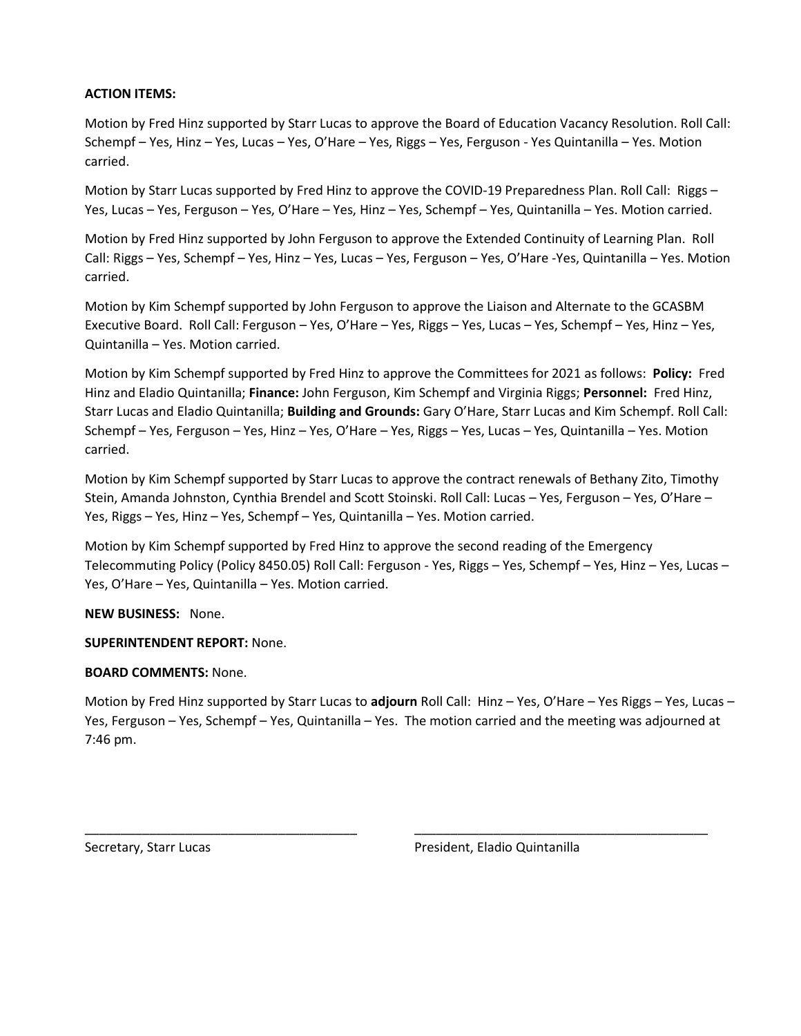**ACTION ITEMS:**

Motion by Fred Hinz supported by Starr Lucas to approve the Board of Education Vacancy Resolution. Roll Call: Schempf – Yes, Hinz – Yes, Lucas – Yes, O'Hare – Yes, Riggs – Yes, Ferguson - Yes Quintanilla – Yes. Motion carried.

Motion by Starr Lucas supported by Fred Hinz to approve the COVID-19 Preparedness Plan. Roll Call: Riggs – Yes, Lucas – Yes, Ferguson – Yes, O'Hare – Yes, Hinz – Yes, Schempf – Yes, Quintanilla – Yes. Motion carried.

Motion by Fred Hinz supported by John Ferguson to approve the Extended Continuity of Learning Plan. Roll Call: Riggs – Yes, Schempf – Yes, Hinz – Yes, Lucas – Yes, Ferguson – Yes, O'Hare -Yes, Quintanilla – Yes. Motion carried.

Motion by Kim Schempf supported by John Ferguson to approve the Liaison and Alternate to the GCASBM Executive Board. Roll Call: Ferguson – Yes, O'Hare – Yes, Riggs – Yes, Lucas – Yes, Schempf – Yes, Hinz – Yes, Quintanilla – Yes. Motion carried.

Motion by Kim Schempf supported by Fred Hinz to approve the Committees for 2021 as follows: **Policy:** Fred Hinz and Eladio Quintanilla; **Finance:** John Ferguson, Kim Schempf and Virginia Riggs; **Personnel:** Fred Hinz, Starr Lucas and Eladio Quintanilla; **Building and Grounds:** Gary O'Hare, Starr Lucas and Kim Schempf. Roll Call: Schempf – Yes, Ferguson – Yes, Hinz – Yes, O'Hare – Yes, Riggs – Yes, Lucas – Yes, Quintanilla – Yes. Motion carried.

Motion by Kim Schempf supported by Starr Lucas to approve the contract renewals of Bethany Zito, Timothy Stein, Amanda Johnston, Cynthia Brendel and Scott Stoinski. Roll Call: Lucas – Yes, Ferguson – Yes, O'Hare – Yes, Riggs – Yes, Hinz – Yes, Schempf – Yes, Quintanilla – Yes. Motion carried.

Motion by Kim Schempf supported by Fred Hinz to approve the second reading of the Emergency Telecommuting Policy (Policy 8450.05) Roll Call: Ferguson - Yes, Riggs – Yes, Schempf – Yes, Hinz – Yes, Lucas – Yes, O'Hare – Yes, Quintanilla – Yes. Motion carried.

**NEW BUSINESS:** None.

**SUPERINTENDENT REPORT:** None.

**BOARD COMMENTS:** None.

Motion by Fred Hinz supported by Starr Lucas to **adjourn** Roll Call: Hinz – Yes, O'Hare – Yes Riggs – Yes, Lucas – Yes, Ferguson – Yes, Schempf – Yes, Quintanilla – Yes. The motion carried and the meeting was adjourned at 7:46 pm.

_______________________________________ _____________________________________________

Secretary, Starr Lucas President, Eladio Quintanilla